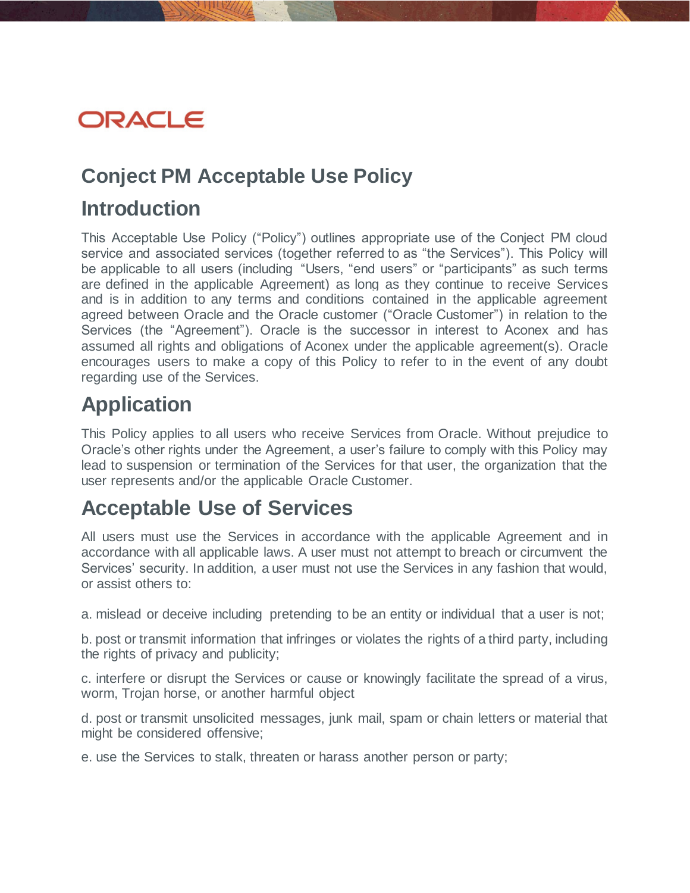ORACLE

# Conject PM Acceptable Use Policy

## Introduction

This Acceptable Use Policy ("Policy") outlines appropriate use of the Conject PM cloud service and associated services (together referred to as "the Services"). This Policy will be applicable to all users (including "Users, "end users" or "participants" as such terms are defined in the applicable Agreement) as long as they continue to receive Services and is in addition to any terms and conditions contained in the applicable agreement agreed between Oracle and the Oracle customer ("Oracle Customer") in relation to the Services (the "Agreement"). Oracle is the successor in interest to Aconex and has assumed all rights and obligations of Aconex under the applicable agreement(s). Oracle encourages users to make a copy of this Policy to refer to in the event of any doubt regarding use of the Services.

## Application

This Policy applies to all users who receive Services from Oracle. Without prejudice to Oracle's other rights under the Agreement, a user's failure to comply with this Policy may lead to suspension or termination of the Services for that user, the organization that the user represents and/or the applicable Oracle Customer.

## Acceptable Use of Services

All users must use the Services in accordance with the applicable Agreement and in accordance with all applicable laws. A user must not attempt to breach or circumvent the Services' security. In addition, a user must not use the Services in any fashion that would, or assist others to:

a. mislead or deceive including pretending to be an entity or individual that a user is not;

b. post or transmit information that infringes or violates the rights of a third party, including the rights of privacy and publicity;

c. interfere or disrupt the Services or cause or knowingly facilitate the spread of a virus, worm, Trojan horse, or another harmful object

d. post or transmit unsolicited messages, junk mail, spam or chain letters or material that might be considered offensive;

e. use the Services to stalk, threaten or harass another person or party;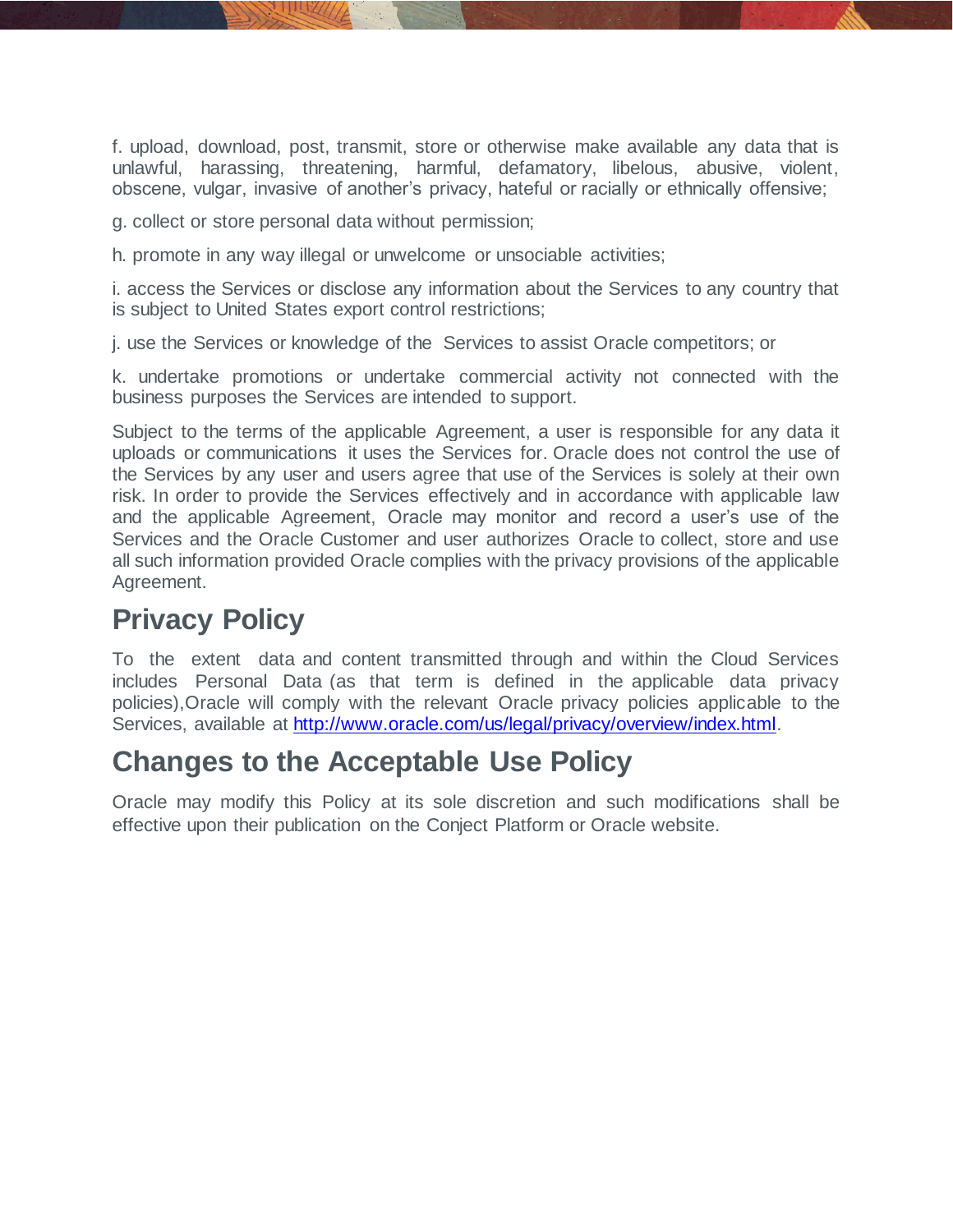f. upload, download, post, transmit, store or otherwise make available any data that is unlawful, harassing, threatening, harmful, defamatory, libelous, abusive, violent, obscene, vulgar, invasive of another's privacy, hateful or racially or ethnically offensive;

g. collect or store personal data without permission;

h. promote in any way illegal or unwelcome or unsociable activities;

i. access the Services or disclose any information about the Services to any country that is subject to United States export control restrictions;

j. use the Services or knowledge of the Services to assist Oracle competitors; or

k. undertake promotions or undertake commercial activity not connected with the business purposes the Services are intended to support.

Subject to the terms of the applicable Agreement, a user is responsible for any data it uploads or communications it uses the Services for. Oracle does not control the use of the Services by any user and users agree that use of the Services is solely at their own risk. In order to provide the Services effectively and in accordance with applicable law and the applicable Agreement, Oracle may monitor and record a user's use of the Services and the Oracle Customer and user authorizes Oracle to collect, store and use all such information provided Oracle complies with the privacy provisions of the applicable Agreement.

## Privacy Policy

To the extent data and content transmitted through and within the Cloud Services includes Personal Data (as that term is defined in the applicable data privacy policies),Oracle will comply with the relevant Oracle privacy policies applicable to the Services, available at [http://www.oracle.com/us/legal/privacy/overview/index.html](http://www.oracle.com/us/legal/privacy/overview/index.html).

## Changes to the Acceptable Use Policy

Oracle may modify this Policy at its sole discretion and such modifications shall be effective upon their publication on the Conject Platform or Oracle website.